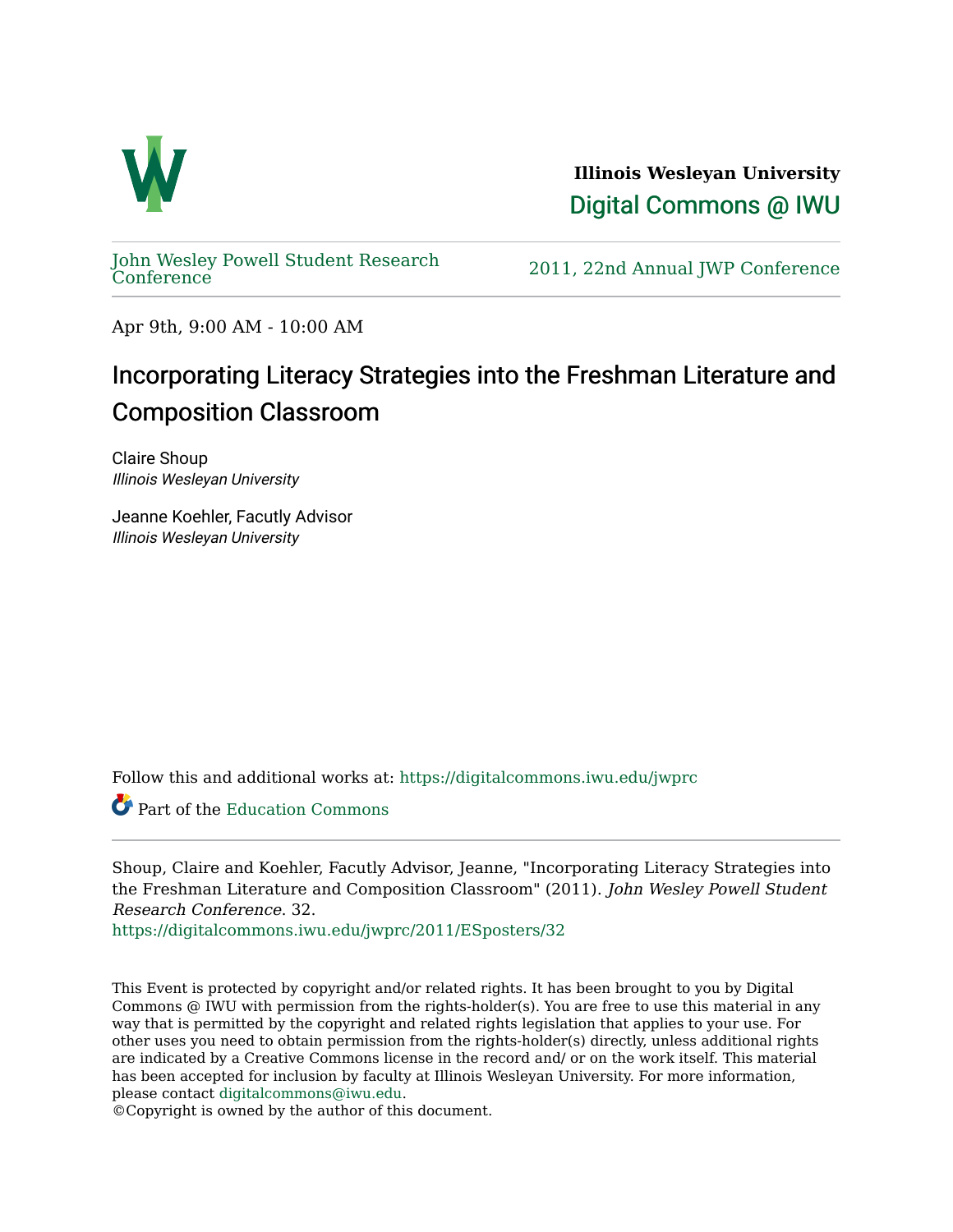**Illinois Wesleyan University**

Digital Commons @ IWU

John Wesley Powell Student Research Conference

2011, 22nd Annual JWP Conference

Apr 9th, 9:00 AM - 10:00 AM

# Incorporating Literacy Strategies into the Freshman Literature and Composition Classroom

Claire Shoup
*Illinois Wesleyan University*

Jeanne Koehler, Facutly Advisor
*Illinois Wesleyan University*

Follow this and additional works at: https://digitalcommons.iwu.edu/jwprc

Part of the Education Commons

Shoup, Claire and Koehler, Facutly Advisor, Jeanne, "Incorporating Literacy Strategies into the Freshman Literature and Composition Classroom" (2011). *John Wesley Powell Student Research Conference*. 32.
https://digitalcommons.iwu.edu/jwprc/2011/ESposters/32

This Event is protected by copyright and/or related rights. It has been brought to you by Digital Commons @ IWU with permission from the rights-holder(s). You are free to use this material in any way that is permitted by the copyright and related rights legislation that applies to your use. For other uses you need to obtain permission from the rights-holder(s) directly, unless additional rights are indicated by a Creative Commons license in the record and/ or on the work itself. This material has been accepted for inclusion by faculty at Illinois Wesleyan University. For more information, please contact digitalcommons@iwu.edu.
©Copyright is owned by the author of this document.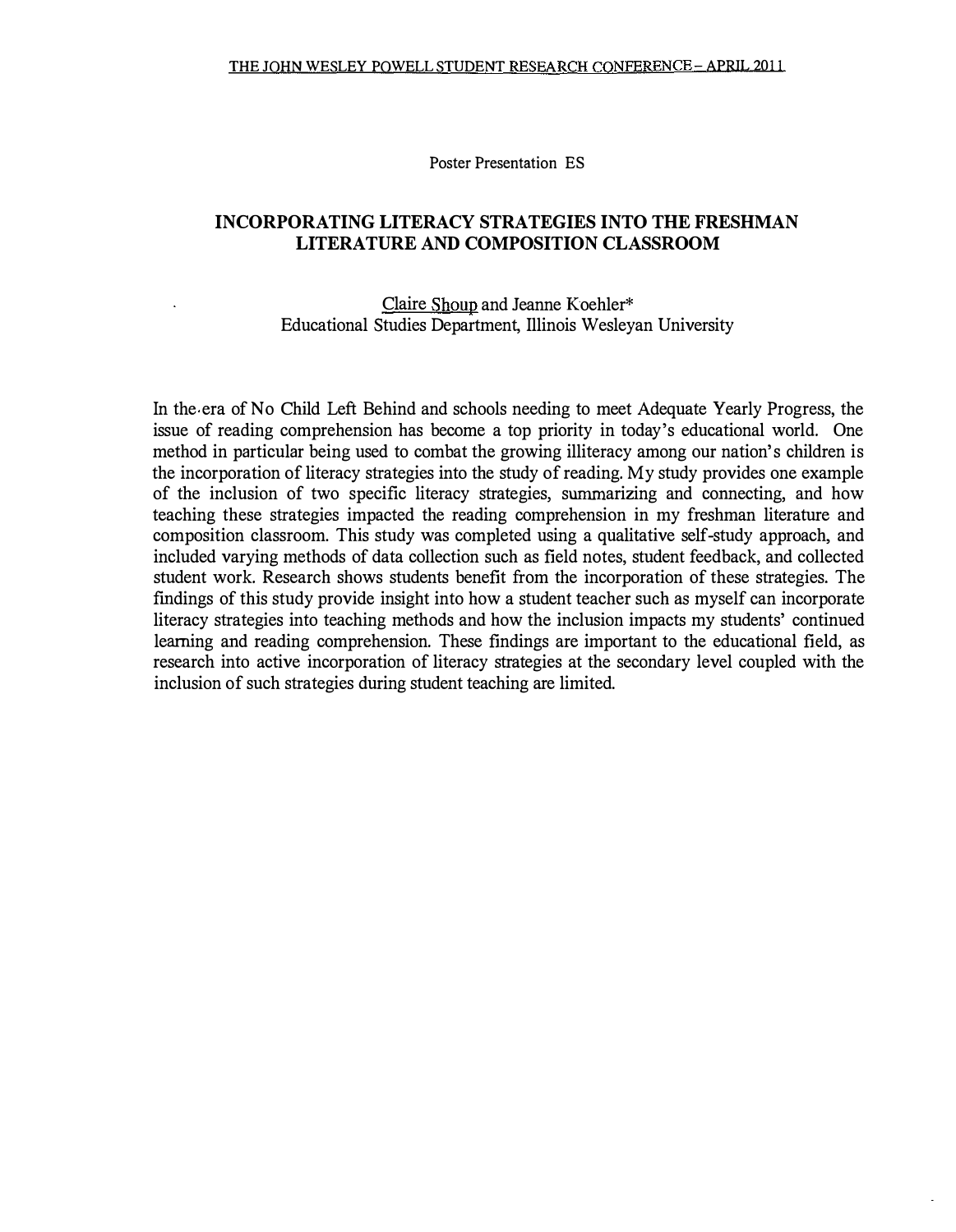Poster Presentation ES

## INCORPORATING LITERACY STRATEGIES INTO THE FRESHMAN LITERATURE AND COMPOSITION CLASSROOM

Claire Shoup and Jeanne Koehler*
Educational Studies Department, Illinois Wesleyan University

In the era of No Child Left Behind and schools needing to meet Adequate Yearly Progress, the issue of reading comprehension has become a top priority in today's educational world. One method in particular being used to combat the growing illiteracy among our nation's children is the incorporation of literacy strategies into the study of reading. My study provides one example of the inclusion of two specific literacy strategies, summarizing and connecting, and how teaching these strategies impacted the reading comprehension in my freshman literature and composition classroom. This study was completed using a qualitative self-study approach, and included varying methods of data collection such as field notes, student feedback, and collected student work. Research shows students benefit from the incorporation of these strategies. The findings of this study provide insight into how a student teacher such as myself can incorporate literacy strategies into teaching methods and how the inclusion impacts my students' continued learning and reading comprehension. These findings are important to the educational field, as research into active incorporation of literacy strategies at the secondary level coupled with the inclusion of such strategies during student teaching are limited.